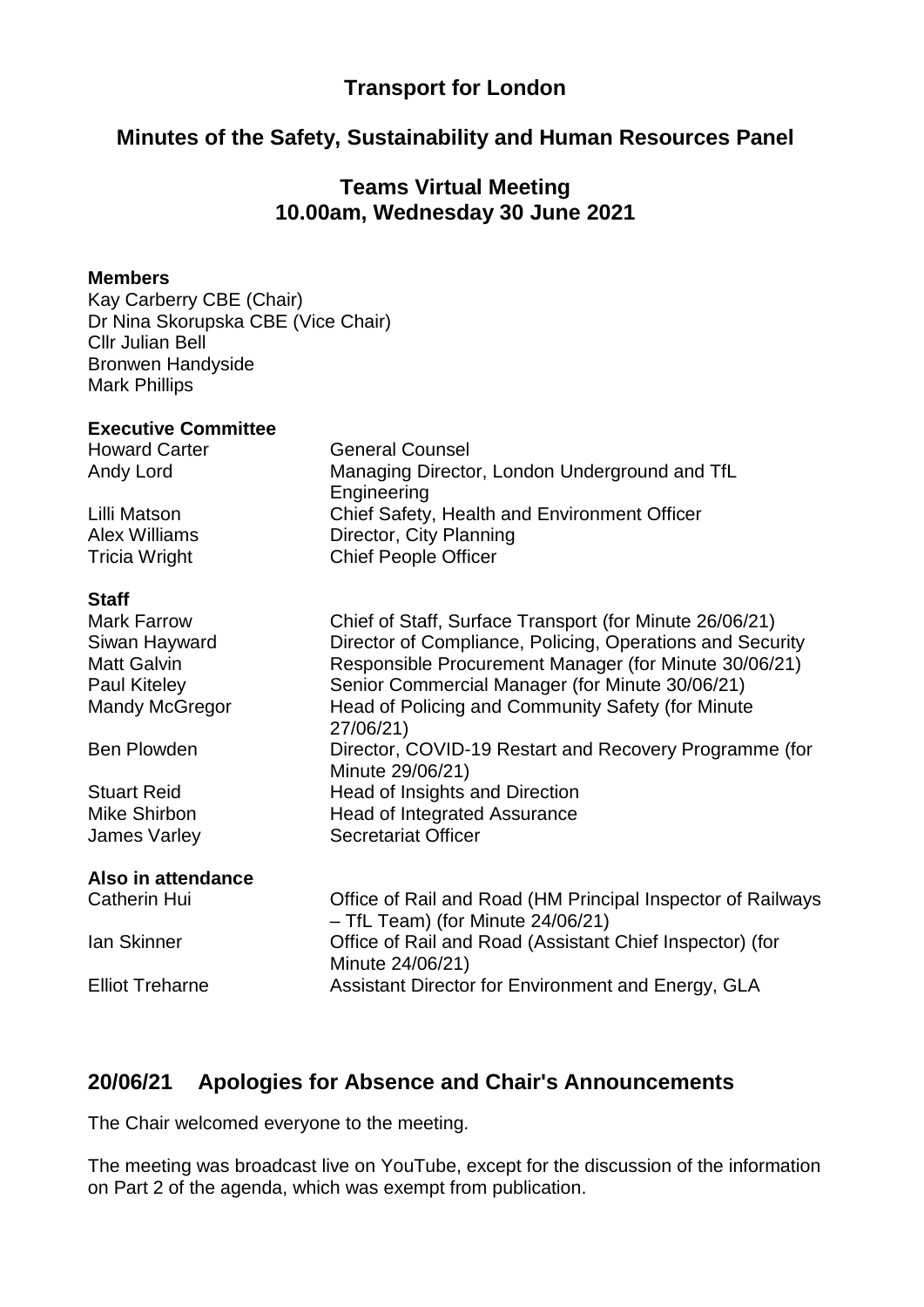# Transport for London

## Minutes of the Safety, Sustainability and Human Resources Panel

### Teams Virtual Meeting
### 10.00am, Wednesday 30 June 2021

**Members**

Kay Carberry CBE (Chair)
Dr Nina Skorupska CBE (Vice Chair)
Cllr Julian Bell
Bronwen Handyside
Mark Phillips

**Executive Committee**

| | |
|---|---|
| Howard Carter | General Counsel |
| Andy Lord | Managing Director, London Underground and TfL Engineering |
| Lilli Matson | Chief Safety, Health and Environment Officer |
| Alex Williams | Director, City Planning |
| Tricia Wright | Chief People Officer |

**Staff**

| | |
|---|---|
| Mark Farrow | Chief of Staff, Surface Transport (for Minute 26/06/21) |
| Siwan Hayward | Director of Compliance, Policing, Operations and Security |
| Matt Galvin | Responsible Procurement Manager (for Minute 30/06/21) |
| Paul Kiteley | Senior Commercial Manager (for Minute 30/06/21) |
| Mandy McGregor | Head of Policing and Community Safety (for Minute 27/06/21) |
| Ben Plowden | Director, COVID-19 Restart and Recovery Programme (for Minute 29/06/21) |
| Stuart Reid | Head of Insights and Direction |
| Mike Shirbon | Head of Integrated Assurance |
| James Varley | Secretariat Officer |

**Also in attendance**

| | |
|---|---|
| Catherin Hui | Office of Rail and Road (HM Principal Inspector of Railways – TfL Team) (for Minute 24/06/21) |
| Ian Skinner | Office of Rail and Road (Assistant Chief Inspector) (for Minute 24/06/21) |
| Elliot Treharne | Assistant Director for Environment and Energy, GLA |

## 20/06/21 Apologies for Absence and Chair's Announcements

The Chair welcomed everyone to the meeting.

The meeting was broadcast live on YouTube, except for the discussion of the information on Part 2 of the agenda, which was exempt from publication.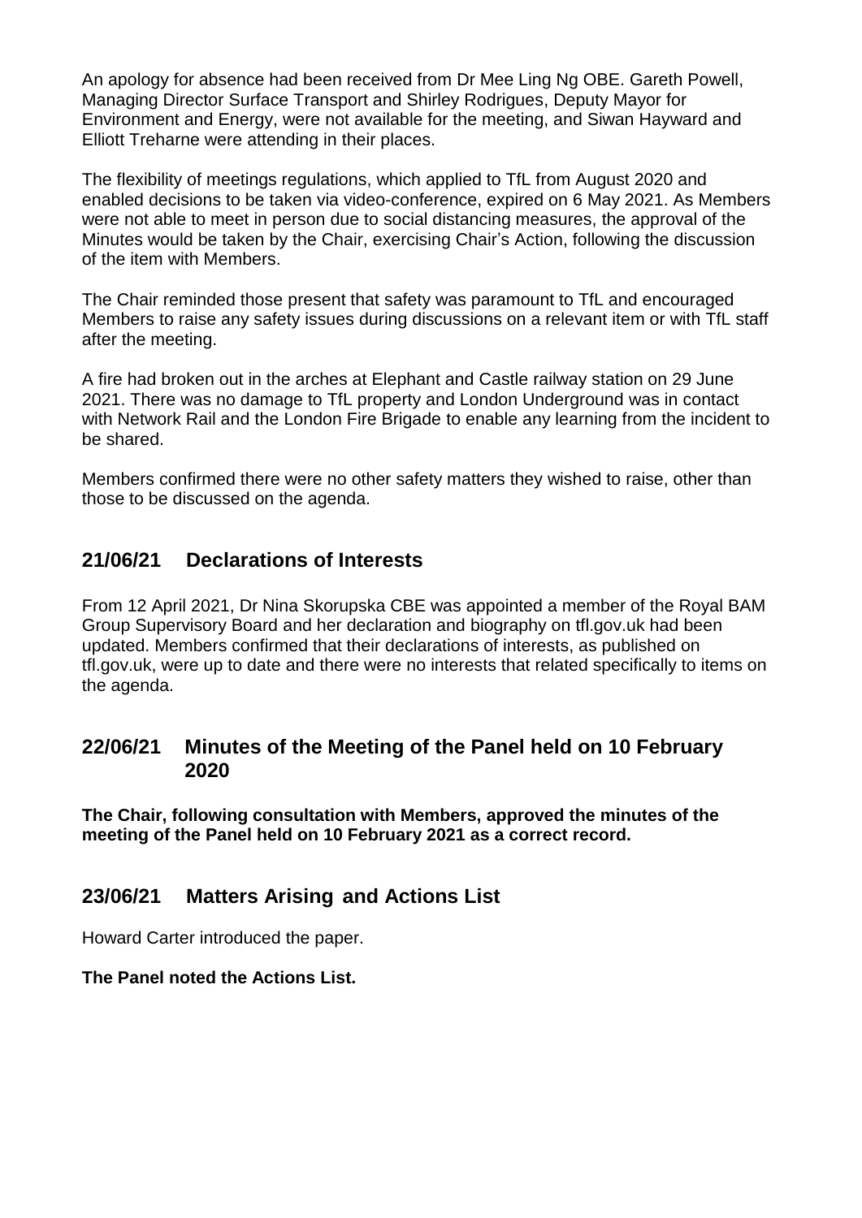An apology for absence had been received from Dr Mee Ling Ng OBE. Gareth Powell, Managing Director Surface Transport and Shirley Rodrigues, Deputy Mayor for Environment and Energy, were not available for the meeting, and Siwan Hayward and Elliott Treharne were attending in their places.

The flexibility of meetings regulations, which applied to TfL from August 2020 and enabled decisions to be taken via video-conference, expired on 6 May 2021. As Members were not able to meet in person due to social distancing measures, the approval of the Minutes would be taken by the Chair, exercising Chair's Action, following the discussion of the item with Members.

The Chair reminded those present that safety was paramount to TfL and encouraged Members to raise any safety issues during discussions on a relevant item or with TfL staff after the meeting.

A fire had broken out in the arches at Elephant and Castle railway station on 29 June 2021. There was no damage to TfL property and London Underground was in contact with Network Rail and the London Fire Brigade to enable any learning from the incident to be shared.

Members confirmed there were no other safety matters they wished to raise, other than those to be discussed on the agenda.

## 21/06/21 Declarations of Interests

From 12 April 2021, Dr Nina Skorupska CBE was appointed a member of the Royal BAM Group Supervisory Board and her declaration and biography on tfl.gov.uk had been updated. Members confirmed that their declarations of interests, as published on tfl.gov.uk, were up to date and there were no interests that related specifically to items on the agenda.

## 22/06/21 Minutes of the Meeting of the Panel held on 10 February 2020

**The Chair, following consultation with Members, approved the minutes of the meeting of the Panel held on 10 February 2021 as a correct record.**

## 23/06/21 Matters Arising and Actions List

Howard Carter introduced the paper.

**The Panel noted the Actions List.**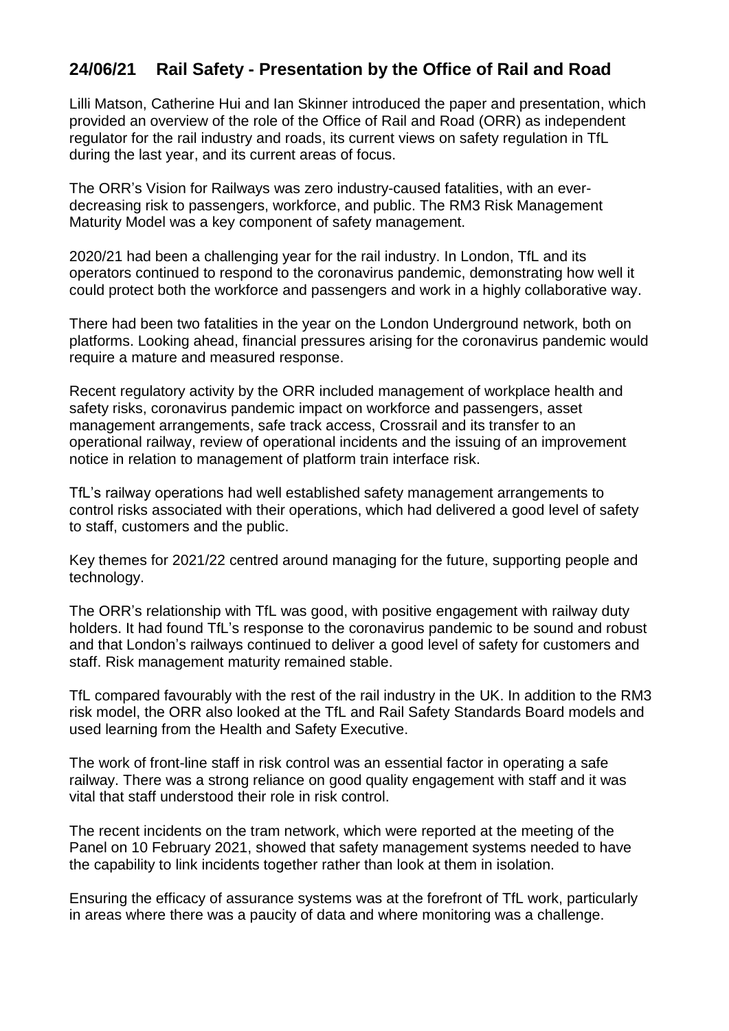## 24/06/21 Rail Safety - Presentation by the Office of Rail and Road

Lilli Matson, Catherine Hui and Ian Skinner introduced the paper and presentation, which provided an overview of the role of the Office of Rail and Road (ORR) as independent regulator for the rail industry and roads, its current views on safety regulation in TfL during the last year, and its current areas of focus.

The ORR's Vision for Railways was zero industry-caused fatalities, with an ever-decreasing risk to passengers, workforce, and public. The RM3 Risk Management Maturity Model was a key component of safety management.

2020/21 had been a challenging year for the rail industry. In London, TfL and its operators continued to respond to the coronavirus pandemic, demonstrating how well it could protect both the workforce and passengers and work in a highly collaborative way.

There had been two fatalities in the year on the London Underground network, both on platforms. Looking ahead, financial pressures arising for the coronavirus pandemic would require a mature and measured response.

Recent regulatory activity by the ORR included management of workplace health and safety risks, coronavirus pandemic impact on workforce and passengers, asset management arrangements, safe track access, Crossrail and its transfer to an operational railway, review of operational incidents and the issuing of an improvement notice in relation to management of platform train interface risk.

TfL's railway operations had well established safety management arrangements to control risks associated with their operations, which had delivered a good level of safety to staff, customers and the public.

Key themes for 2021/22 centred around managing for the future, supporting people and technology.

The ORR's relationship with TfL was good, with positive engagement with railway duty holders. It had found TfL's response to the coronavirus pandemic to be sound and robust and that London's railways continued to deliver a good level of safety for customers and staff. Risk management maturity remained stable.

TfL compared favourably with the rest of the rail industry in the UK. In addition to the RM3 risk model, the ORR also looked at the TfL and Rail Safety Standards Board models and used learning from the Health and Safety Executive.

The work of front-line staff in risk control was an essential factor in operating a safe railway. There was a strong reliance on good quality engagement with staff and it was vital that staff understood their role in risk control.

The recent incidents on the tram network, which were reported at the meeting of the Panel on 10 February 2021, showed that safety management systems needed to have the capability to link incidents together rather than look at them in isolation.

Ensuring the efficacy of assurance systems was at the forefront of TfL work, particularly in areas where there was a paucity of data and where monitoring was a challenge.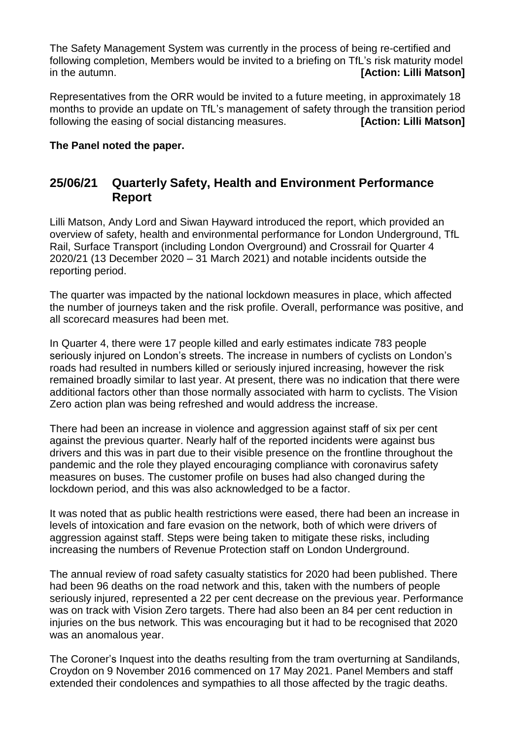The Safety Management System was currently in the process of being re-certified and following completion, Members would be invited to a briefing on TfL's risk maturity model in the autumn. **[Action: Lilli Matson]**

Representatives from the ORR would be invited to a future meeting, in approximately 18 months to provide an update on TfL's management of safety through the transition period following the easing of social distancing measures. **[Action: Lilli Matson]**

**The Panel noted the paper.**

## 25/06/21 Quarterly Safety, Health and Environment Performance Report

Lilli Matson, Andy Lord and Siwan Hayward introduced the report, which provided an overview of safety, health and environmental performance for London Underground, TfL Rail, Surface Transport (including London Overground) and Crossrail for Quarter 4 2020/21 (13 December 2020 – 31 March 2021) and notable incidents outside the reporting period.

The quarter was impacted by the national lockdown measures in place, which affected the number of journeys taken and the risk profile. Overall, performance was positive, and all scorecard measures had been met.

In Quarter 4, there were 17 people killed and early estimates indicate 783 people seriously injured on London's streets. The increase in numbers of cyclists on London's roads had resulted in numbers killed or seriously injured increasing, however the risk remained broadly similar to last year. At present, there was no indication that there were additional factors other than those normally associated with harm to cyclists. The Vision Zero action plan was being refreshed and would address the increase.

There had been an increase in violence and aggression against staff of six per cent against the previous quarter. Nearly half of the reported incidents were against bus drivers and this was in part due to their visible presence on the frontline throughout the pandemic and the role they played encouraging compliance with coronavirus safety measures on buses. The customer profile on buses had also changed during the lockdown period, and this was also acknowledged to be a factor.

It was noted that as public health restrictions were eased, there had been an increase in levels of intoxication and fare evasion on the network, both of which were drivers of aggression against staff. Steps were being taken to mitigate these risks, including increasing the numbers of Revenue Protection staff on London Underground.

The annual review of road safety casualty statistics for 2020 had been published. There had been 96 deaths on the road network and this, taken with the numbers of people seriously injured, represented a 22 per cent decrease on the previous year. Performance was on track with Vision Zero targets. There had also been an 84 per cent reduction in injuries on the bus network. This was encouraging but it had to be recognised that 2020 was an anomalous year.

The Coroner's Inquest into the deaths resulting from the tram overturning at Sandilands, Croydon on 9 November 2016 commenced on 17 May 2021. Panel Members and staff extended their condolences and sympathies to all those affected by the tragic deaths.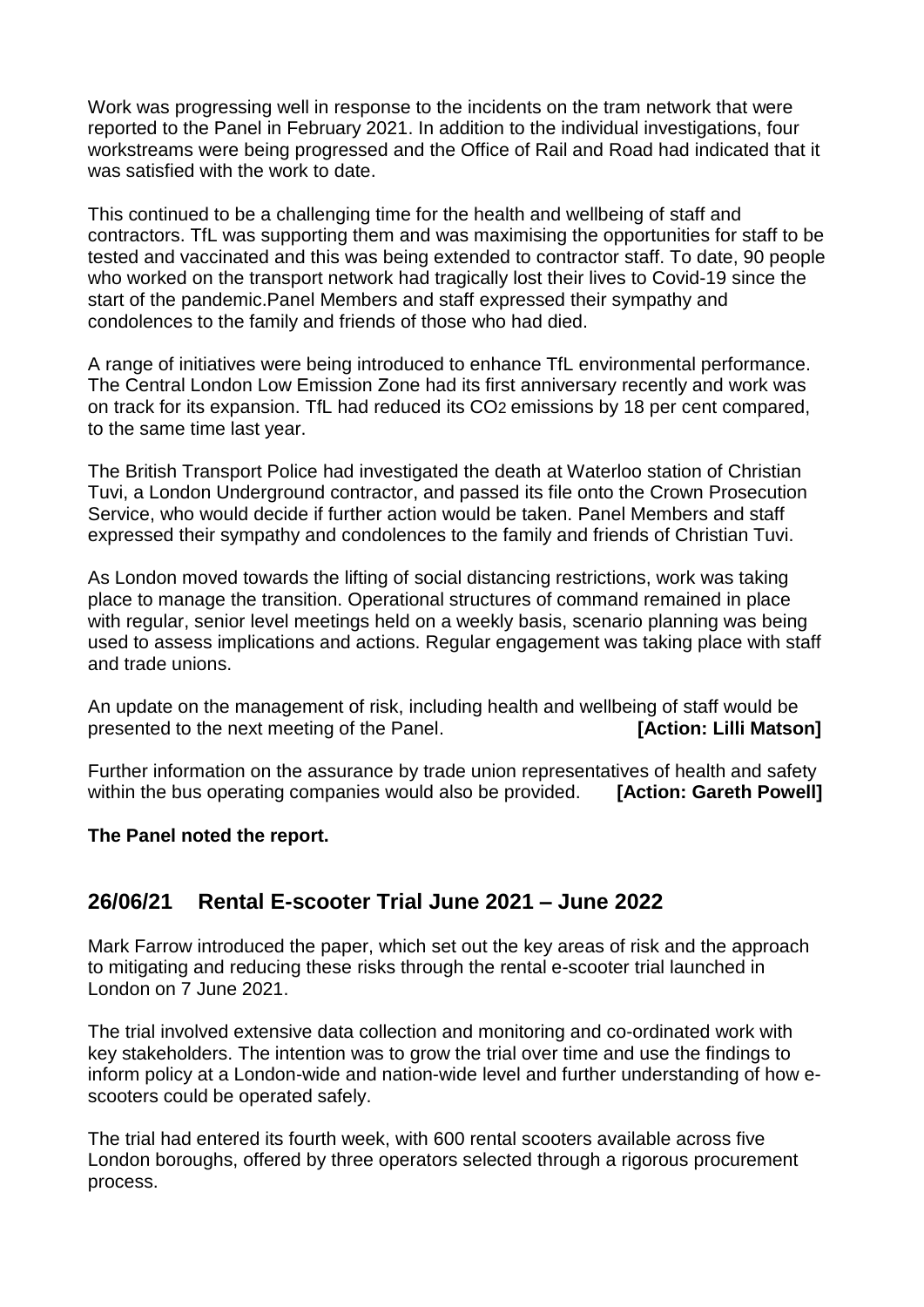Work was progressing well in response to the incidents on the tram network that were reported to the Panel in February 2021. In addition to the individual investigations, four workstreams were being progressed and the Office of Rail and Road had indicated that it was satisfied with the work to date.

This continued to be a challenging time for the health and wellbeing of staff and contractors. TfL was supporting them and was maximising the opportunities for staff to be tested and vaccinated and this was being extended to contractor staff. To date, 90 people who worked on the transport network had tragically lost their lives to Covid-19 since the start of the pandemic.Panel Members and staff expressed their sympathy and condolences to the family and friends of those who had died.

A range of initiatives were being introduced to enhance TfL environmental performance. The Central London Low Emission Zone had its first anniversary recently and work was on track for its expansion. TfL had reduced its $CO_2$ emissions by 18 per cent compared, to the same time last year.

The British Transport Police had investigated the death at Waterloo station of Christian Tuvi, a London Underground contractor, and passed its file onto the Crown Prosecution Service, who would decide if further action would be taken. Panel Members and staff expressed their sympathy and condolences to the family and friends of Christian Tuvi.

As London moved towards the lifting of social distancing restrictions, work was taking place to manage the transition. Operational structures of command remained in place with regular, senior level meetings held on a weekly basis, scenario planning was being used to assess implications and actions. Regular engagement was taking place with staff and trade unions.

An update on the management of risk, including health and wellbeing of staff would be presented to the next meeting of the Panel. **[Action: Lilli Matson]**

Further information on the assurance by trade union representatives of health and safety within the bus operating companies would also be provided. **[Action: Gareth Powell]**

**The Panel noted the report.**

## 26/06/21 Rental E-scooter Trial June 2021 – June 2022

Mark Farrow introduced the paper, which set out the key areas of risk and the approach to mitigating and reducing these risks through the rental e-scooter trial launched in London on 7 June 2021.

The trial involved extensive data collection and monitoring and co-ordinated work with key stakeholders. The intention was to grow the trial over time and use the findings to inform policy at a London-wide and nation-wide level and further understanding of how e-scooters could be operated safely.

The trial had entered its fourth week, with 600 rental scooters available across five London boroughs, offered by three operators selected through a rigorous procurement process.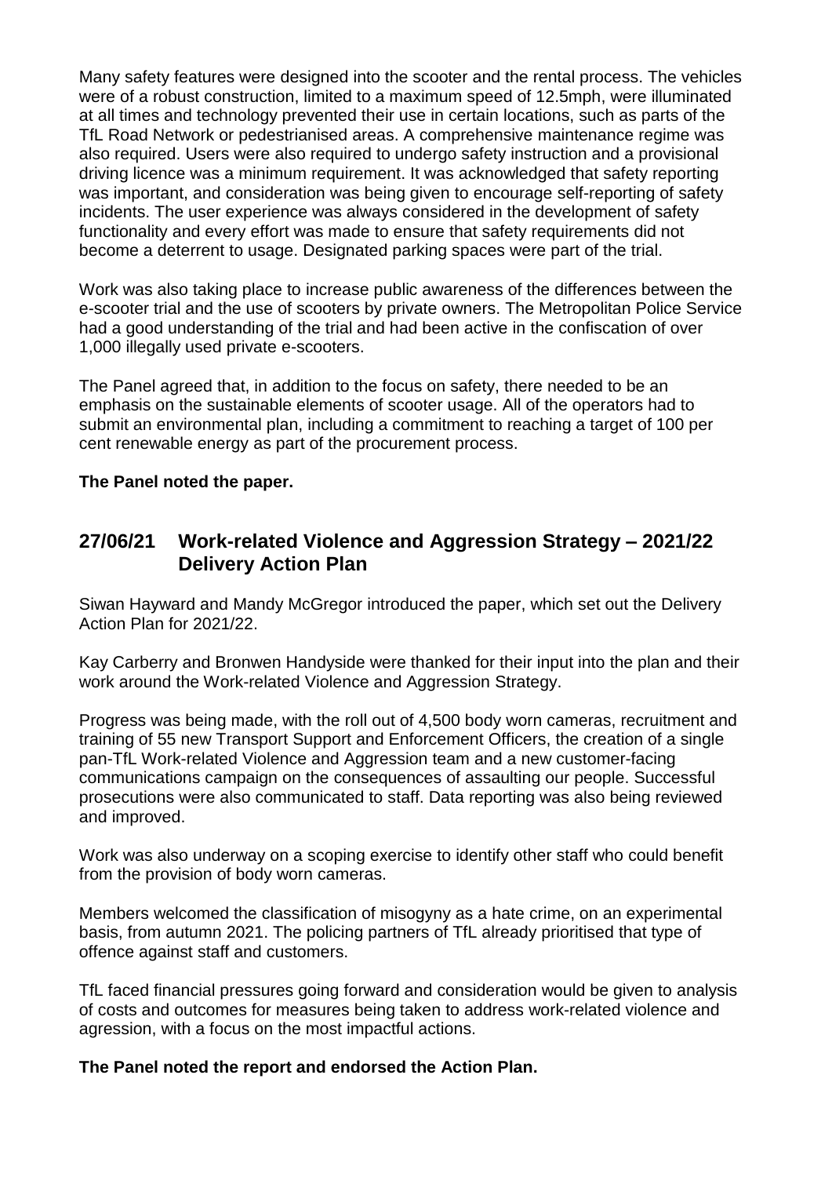Many safety features were designed into the scooter and the rental process. The vehicles were of a robust construction, limited to a maximum speed of 12.5mph, were illuminated at all times and technology prevented their use in certain locations, such as parts of the TfL Road Network or pedestrianised areas. A comprehensive maintenance regime was also required. Users were also required to undergo safety instruction and a provisional driving licence was a minimum requirement. It was acknowledged that safety reporting was important, and consideration was being given to encourage self-reporting of safety incidents. The user experience was always considered in the development of safety functionality and every effort was made to ensure that safety requirements did not become a deterrent to usage. Designated parking spaces were part of the trial.

Work was also taking place to increase public awareness of the differences between the e-scooter trial and the use of scooters by private owners. The Metropolitan Police Service had a good understanding of the trial and had been active in the confiscation of over 1,000 illegally used private e-scooters.

The Panel agreed that, in addition to the focus on safety, there needed to be an emphasis on the sustainable elements of scooter usage. All of the operators had to submit an environmental plan, including a commitment to reaching a target of 100 per cent renewable energy as part of the procurement process.

**The Panel noted the paper.**

## 27/06/21 Work-related Violence and Aggression Strategy – 2021/22 Delivery Action Plan

Siwan Hayward and Mandy McGregor introduced the paper, which set out the Delivery Action Plan for 2021/22.

Kay Carberry and Bronwen Handyside were thanked for their input into the plan and their work around the Work-related Violence and Aggression Strategy.

Progress was being made, with the roll out of 4,500 body worn cameras, recruitment and training of 55 new Transport Support and Enforcement Officers, the creation of a single pan-TfL Work-related Violence and Aggression team and a new customer-facing communications campaign on the consequences of assaulting our people. Successful prosecutions were also communicated to staff. Data reporting was also being reviewed and improved.

Work was also underway on a scoping exercise to identify other staff who could benefit from the provision of body worn cameras.

Members welcomed the classification of misogyny as a hate crime, on an experimental basis, from autumn 2021. The policing partners of TfL already prioritised that type of offence against staff and customers.

TfL faced financial pressures going forward and consideration would be given to analysis of costs and outcomes for measures being taken to address work-related violence and agression, with a focus on the most impactful actions.

**The Panel noted the report and endorsed the Action Plan.**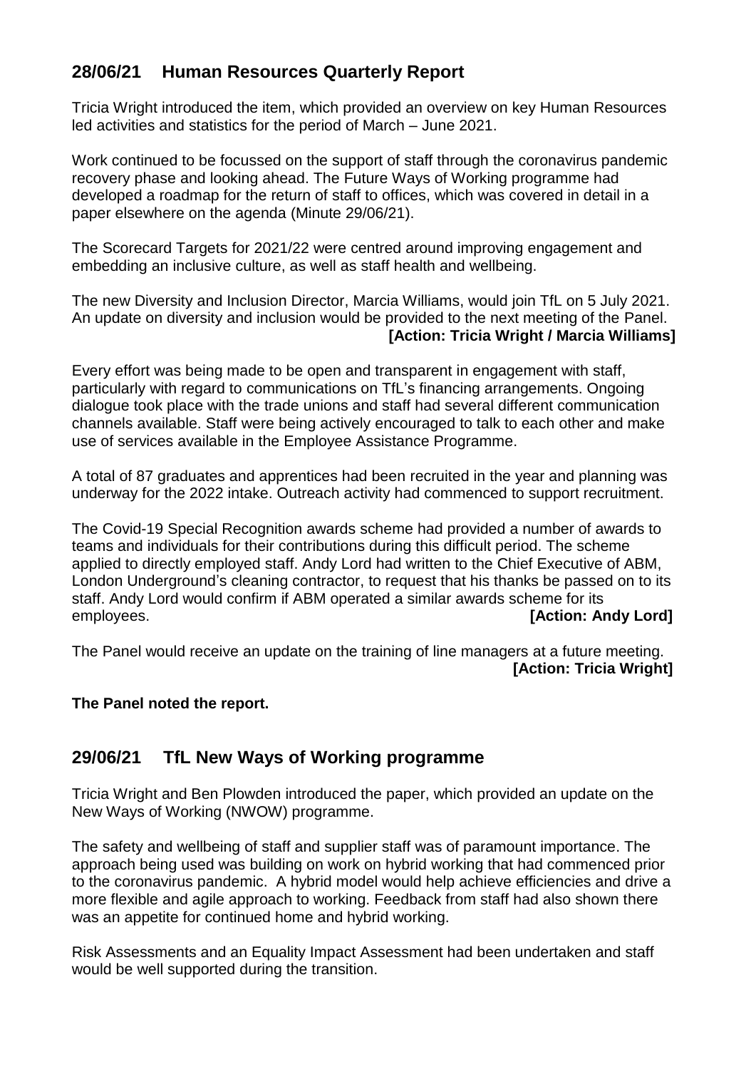## 28/06/21 Human Resources Quarterly Report

Tricia Wright introduced the item, which provided an overview on key Human Resources led activities and statistics for the period of March – June 2021.

Work continued to be focussed on the support of staff through the coronavirus pandemic recovery phase and looking ahead. The Future Ways of Working programme had developed a roadmap for the return of staff to offices, which was covered in detail in a paper elsewhere on the agenda (Minute 29/06/21).

The Scorecard Targets for 2021/22 were centred around improving engagement and embedding an inclusive culture, as well as staff health and wellbeing.

The new Diversity and Inclusion Director, Marcia Williams, would join TfL on 5 July 2021. An update on diversity and inclusion would be provided to the next meeting of the Panel.

**[Action: Tricia Wright / Marcia Williams]**

Every effort was being made to be open and transparent in engagement with staff, particularly with regard to communications on TfL's financing arrangements. Ongoing dialogue took place with the trade unions and staff had several different communication channels available. Staff were being actively encouraged to talk to each other and make use of services available in the Employee Assistance Programme.

A total of 87 graduates and apprentices had been recruited in the year and planning was underway for the 2022 intake. Outreach activity had commenced to support recruitment.

The Covid-19 Special Recognition awards scheme had provided a number of awards to teams and individuals for their contributions during this difficult period. The scheme applied to directly employed staff. Andy Lord had written to the Chief Executive of ABM, London Underground's cleaning contractor, to request that his thanks be passed on to its staff. Andy Lord would confirm if ABM operated a similar awards scheme for its employees. **[Action: Andy Lord]**

The Panel would receive an update on the training of line managers at a future meeting.

**[Action: Tricia Wright]**

**The Panel noted the report.**

## 29/06/21 TfL New Ways of Working programme

Tricia Wright and Ben Plowden introduced the paper, which provided an update on the New Ways of Working (NWOW) programme.

The safety and wellbeing of staff and supplier staff was of paramount importance. The approach being used was building on work on hybrid working that had commenced prior to the coronavirus pandemic. A hybrid model would help achieve efficiencies and drive a more flexible and agile approach to working. Feedback from staff had also shown there was an appetite for continued home and hybrid working.

Risk Assessments and an Equality Impact Assessment had been undertaken and staff would be well supported during the transition.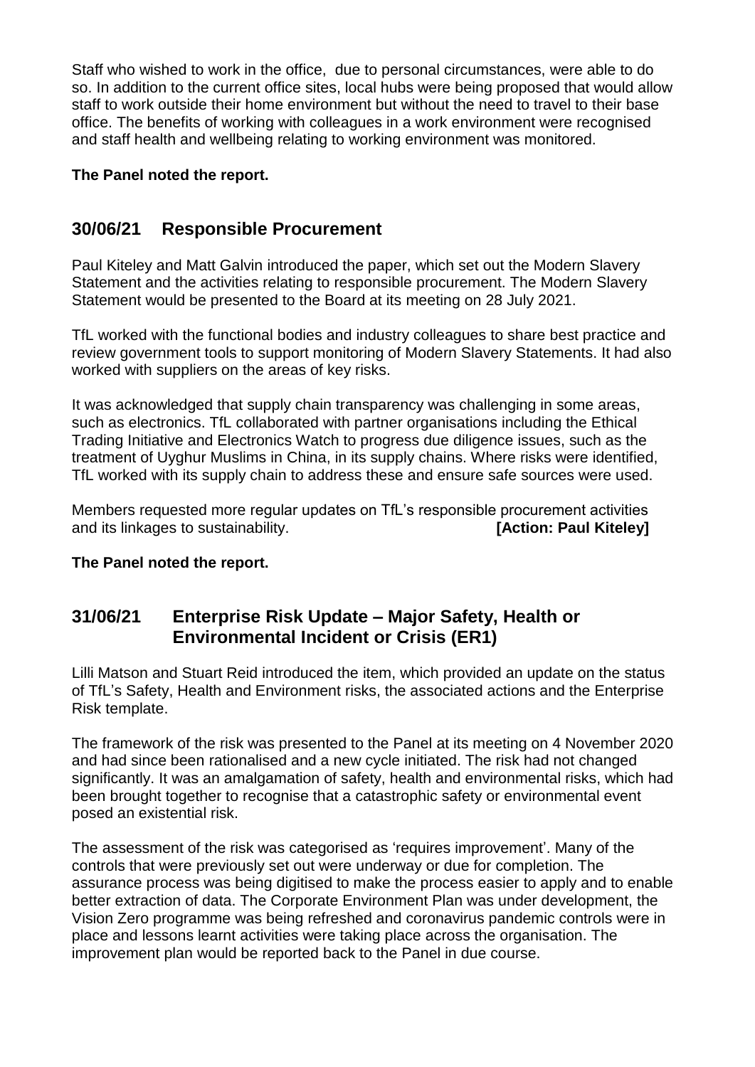Staff who wished to work in the office,  due to personal circumstances, were able to do so. In addition to the current office sites, local hubs were being proposed that would allow staff to work outside their home environment but without the need to travel to their base office. The benefits of working with colleagues in a work environment were recognised and staff health and wellbeing relating to working environment was monitored.

**The Panel noted the report.**

## 30/06/21 Responsible Procurement

Paul Kiteley and Matt Galvin introduced the paper, which set out the Modern Slavery Statement and the activities relating to responsible procurement. The Modern Slavery Statement would be presented to the Board at its meeting on 28 July 2021.

TfL worked with the functional bodies and industry colleagues to share best practice and review government tools to support monitoring of Modern Slavery Statements. It had also worked with suppliers on the areas of key risks.

It was acknowledged that supply chain transparency was challenging in some areas, such as electronics. TfL collaborated with partner organisations including the Ethical Trading Initiative and Electronics Watch to progress due diligence issues, such as the treatment of Uyghur Muslims in China, in its supply chains. Where risks were identified, TfL worked with its supply chain to address these and ensure safe sources were used.

Members requested more regular updates on TfL's responsible procurement activities and its linkages to sustainability. **[Action: Paul Kiteley]**

**The Panel noted the report.**

## 31/06/21 Enterprise Risk Update – Major Safety, Health or Environmental Incident or Crisis (ER1)

Lilli Matson and Stuart Reid introduced the item, which provided an update on the status of TfL's Safety, Health and Environment risks, the associated actions and the Enterprise Risk template.

The framework of the risk was presented to the Panel at its meeting on 4 November 2020 and had since been rationalised and a new cycle initiated. The risk had not changed significantly. It was an amalgamation of safety, health and environmental risks, which had been brought together to recognise that a catastrophic safety or environmental event posed an existential risk.

The assessment of the risk was categorised as 'requires improvement'. Many of the controls that were previously set out were underway or due for completion. The assurance process was being digitised to make the process easier to apply and to enable better extraction of data. The Corporate Environment Plan was under development, the Vision Zero programme was being refreshed and coronavirus pandemic controls were in place and lessons learnt activities were taking place across the organisation. The improvement plan would be reported back to the Panel in due course.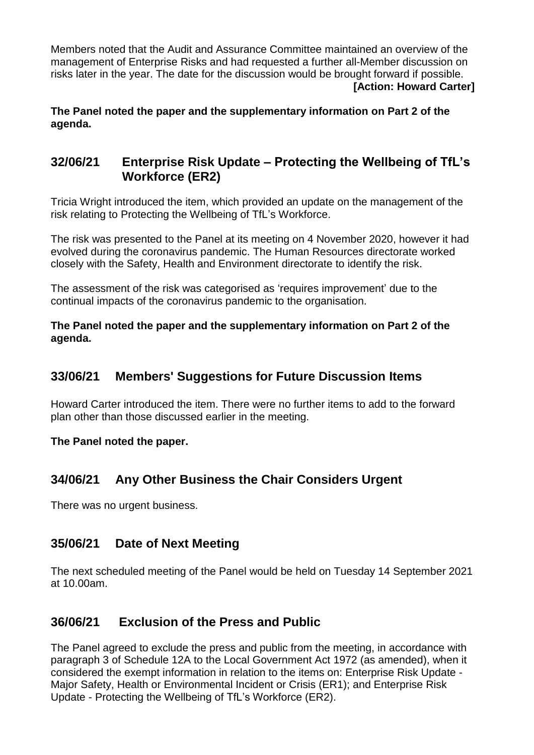Members noted that the Audit and Assurance Committee maintained an overview of the management of Enterprise Risks and had requested a further all-Member discussion on risks later in the year. The date for the discussion would be brought forward if possible.

**[Action: Howard Carter]**

**The Panel noted the paper and the supplementary information on Part 2 of the agenda.**

## 32/06/21 Enterprise Risk Update – Protecting the Wellbeing of TfL's Workforce (ER2)

Tricia Wright introduced the item, which provided an update on the management of the risk relating to Protecting the Wellbeing of TfL's Workforce.

The risk was presented to the Panel at its meeting on 4 November 2020, however it had evolved during the coronavirus pandemic. The Human Resources directorate worked closely with the Safety, Health and Environment directorate to identify the risk.

The assessment of the risk was categorised as 'requires improvement' due to the continual impacts of the coronavirus pandemic to the organisation.

**The Panel noted the paper and the supplementary information on Part 2 of the agenda.**

## 33/06/21 Members' Suggestions for Future Discussion Items

Howard Carter introduced the item. There were no further items to add to the forward plan other than those discussed earlier in the meeting.

**The Panel noted the paper.**

## 34/06/21 Any Other Business the Chair Considers Urgent

There was no urgent business.

## 35/06/21 Date of Next Meeting

The next scheduled meeting of the Panel would be held on Tuesday 14 September 2021 at 10.00am.

## 36/06/21 Exclusion of the Press and Public

The Panel agreed to exclude the press and public from the meeting, in accordance with paragraph 3 of Schedule 12A to the Local Government Act 1972 (as amended), when it considered the exempt information in relation to the items on: Enterprise Risk Update - Major Safety, Health or Environmental Incident or Crisis (ER1); and Enterprise Risk Update - Protecting the Wellbeing of TfL's Workforce (ER2).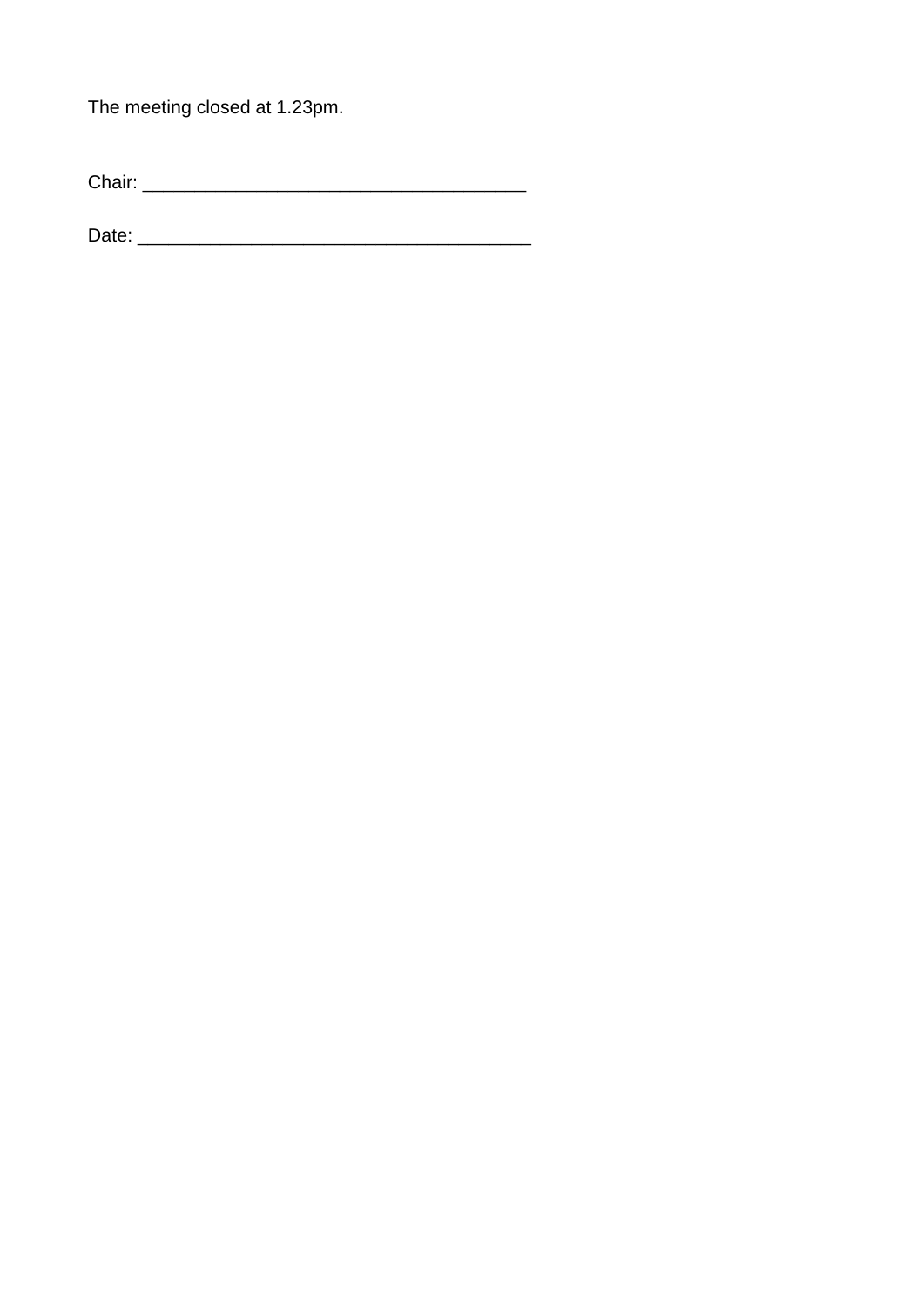The meeting closed at 1.23pm.

Chair: ____________________________________

Date: _____________________________________